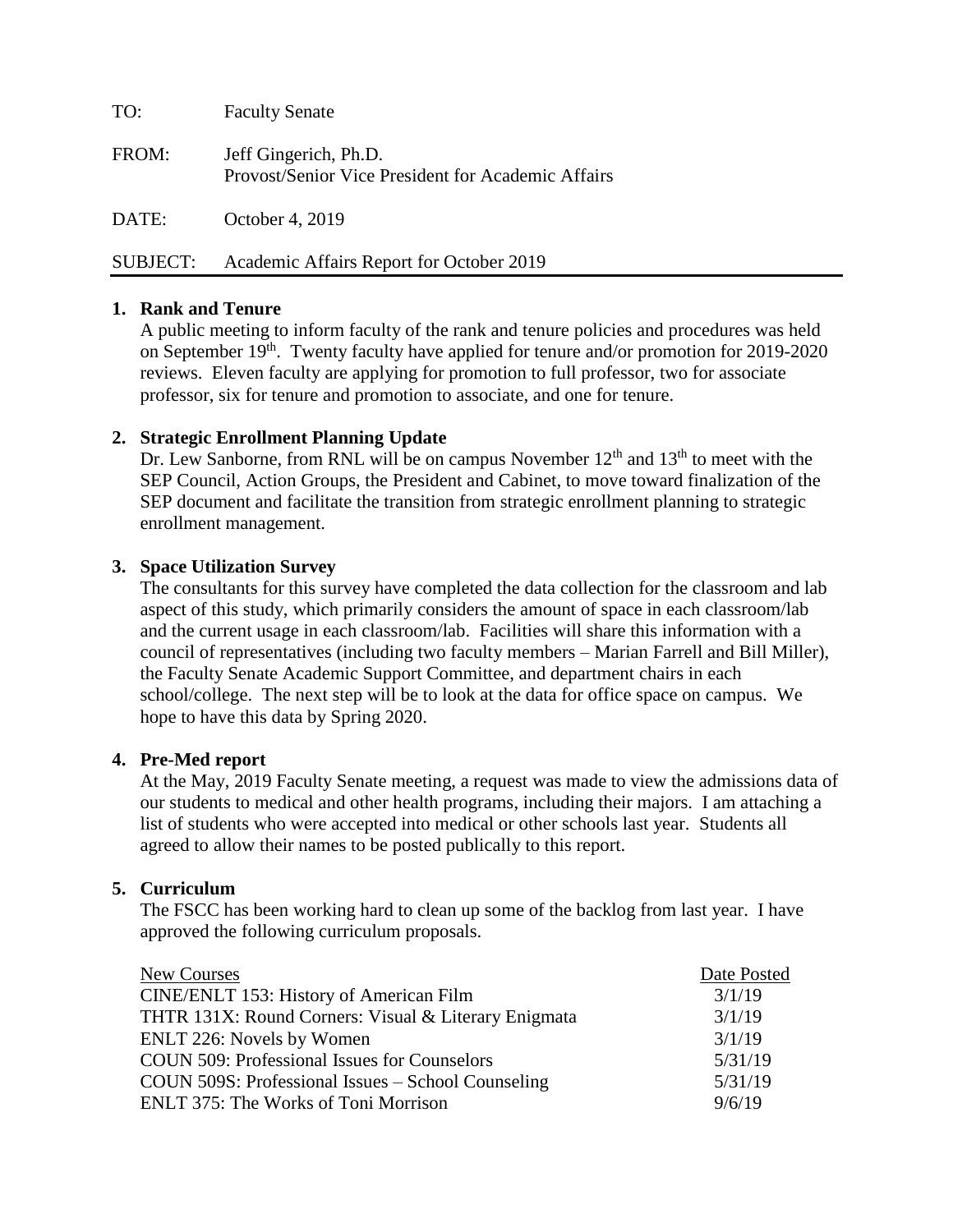| | |
|---|---|
| TO: | Faculty Senate |
| FROM: | Jeff Gingerich, Ph.D.<br>Provost/Senior Vice President for Academic Affairs |
| DATE: | October 4, 2019 |
| SUBJECT: | Academic Affairs Report for October 2019 |

## 1. Rank and Tenure

A public meeting to inform faculty of the rank and tenure policies and procedures was held on September 19th. Twenty faculty have applied for tenure and/or promotion for 2019-2020 reviews. Eleven faculty are applying for promotion to full professor, two for associate professor, six for tenure and promotion to associate, and one for tenure.

## 2. Strategic Enrollment Planning Update

Dr. Lew Sanborne, from RNL will be on campus November 12th and 13th to meet with the SEP Council, Action Groups, the President and Cabinet, to move toward finalization of the SEP document and facilitate the transition from strategic enrollment planning to strategic enrollment management.

## 3. Space Utilization Survey

The consultants for this survey have completed the data collection for the classroom and lab aspect of this study, which primarily considers the amount of space in each classroom/lab and the current usage in each classroom/lab. Facilities will share this information with a council of representatives (including two faculty members – Marian Farrell and Bill Miller), the Faculty Senate Academic Support Committee, and department chairs in each school/college. The next step will be to look at the data for office space on campus. We hope to have this data by Spring 2020.

## 4. Pre-Med report

At the May, 2019 Faculty Senate meeting, a request was made to view the admissions data of our students to medical and other health programs, including their majors. I am attaching a list of students who were accepted into medical or other schools last year. Students all agreed to allow their names to be posted publically to this report.

## 5. Curriculum

The FSCC has been working hard to clean up some of the backlog from last year. I have approved the following curriculum proposals.

| New Courses | Date Posted |
|---|---|
| CINE/ENLT 153: History of American Film | 3/1/19 |
| THTR 131X: Round Corners: Visual & Literary Enigmata | 3/1/19 |
| ENLT 226: Novels by Women | 3/1/19 |
| COUN 509: Professional Issues for Counselors | 5/31/19 |
| COUN 509S: Professional Issues – School Counseling | 5/31/19 |
| ENLT 375: The Works of Toni Morrison | 9/6/19 |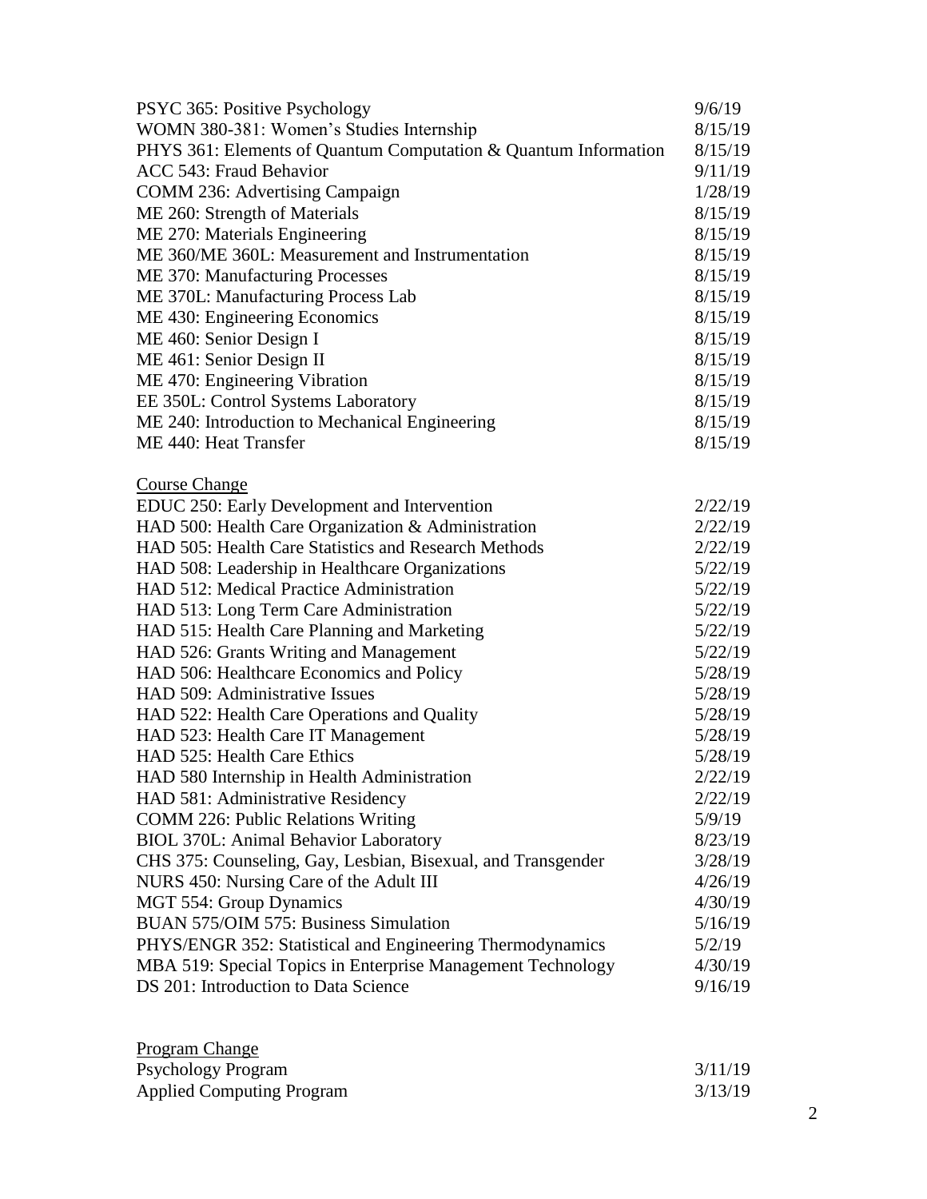| | |
|---|---|
| PSYC 365: Positive Psychology | 9/6/19 |
| WOMN 380-381: Women's Studies Internship | 8/15/19 |
| PHYS 361: Elements of Quantum Computation & Quantum Information | 8/15/19 |
| ACC 543: Fraud Behavior | 9/11/19 |
| COMM 236: Advertising Campaign | 1/28/19 |
| ME 260: Strength of Materials | 8/15/19 |
| ME 270: Materials Engineering | 8/15/19 |
| ME 360/ME 360L: Measurement and Instrumentation | 8/15/19 |
| ME 370: Manufacturing Processes | 8/15/19 |
| ME 370L: Manufacturing Process Lab | 8/15/19 |
| ME 430: Engineering Economics | 8/15/19 |
| ME 460: Senior Design I | 8/15/19 |
| ME 461: Senior Design II | 8/15/19 |
| ME 470: Engineering Vibration | 8/15/19 |
| EE 350L: Control Systems Laboratory | 8/15/19 |
| ME 240: Introduction to Mechanical Engineering | 8/15/19 |
| ME 440: Heat Transfer | 8/15/19 |

<u>Course Change</u>

| | |
|---|---|
| EDUC 250: Early Development and Intervention | 2/22/19 |
| HAD 500: Health Care Organization & Administration | 2/22/19 |
| HAD 505: Health Care Statistics and Research Methods | 2/22/19 |
| HAD 508: Leadership in Healthcare Organizations | 5/22/19 |
| HAD 512: Medical Practice Administration | 5/22/19 |
| HAD 513: Long Term Care Administration | 5/22/19 |
| HAD 515: Health Care Planning and Marketing | 5/22/19 |
| HAD 526: Grants Writing and Management | 5/22/19 |
| HAD 506: Healthcare Economics and Policy | 5/28/19 |
| HAD 509: Administrative Issues | 5/28/19 |
| HAD 522: Health Care Operations and Quality | 5/28/19 |
| HAD 523: Health Care IT Management | 5/28/19 |
| HAD 525: Health Care Ethics | 5/28/19 |
| HAD 580 Internship in Health Administration | 2/22/19 |
| HAD 581: Administrative Residency | 2/22/19 |
| COMM 226: Public Relations Writing | 5/9/19 |
| BIOL 370L: Animal Behavior Laboratory | 8/23/19 |
| CHS 375: Counseling, Gay, Lesbian, Bisexual, and Transgender | 3/28/19 |
| NURS 450: Nursing Care of the Adult III | 4/26/19 |
| MGT 554: Group Dynamics | 4/30/19 |
| BUAN 575/OIM 575: Business Simulation | 5/16/19 |
| PHYS/ENGR 352: Statistical and Engineering Thermodynamics | 5/2/19 |
| MBA 519: Special Topics in Enterprise Management Technology | 4/30/19 |
| DS 201: Introduction to Data Science | 9/16/19 |

<u>Program Change</u>

| | |
|---|---|
| Psychology Program | 3/11/19 |
| Applied Computing Program | 3/13/19 |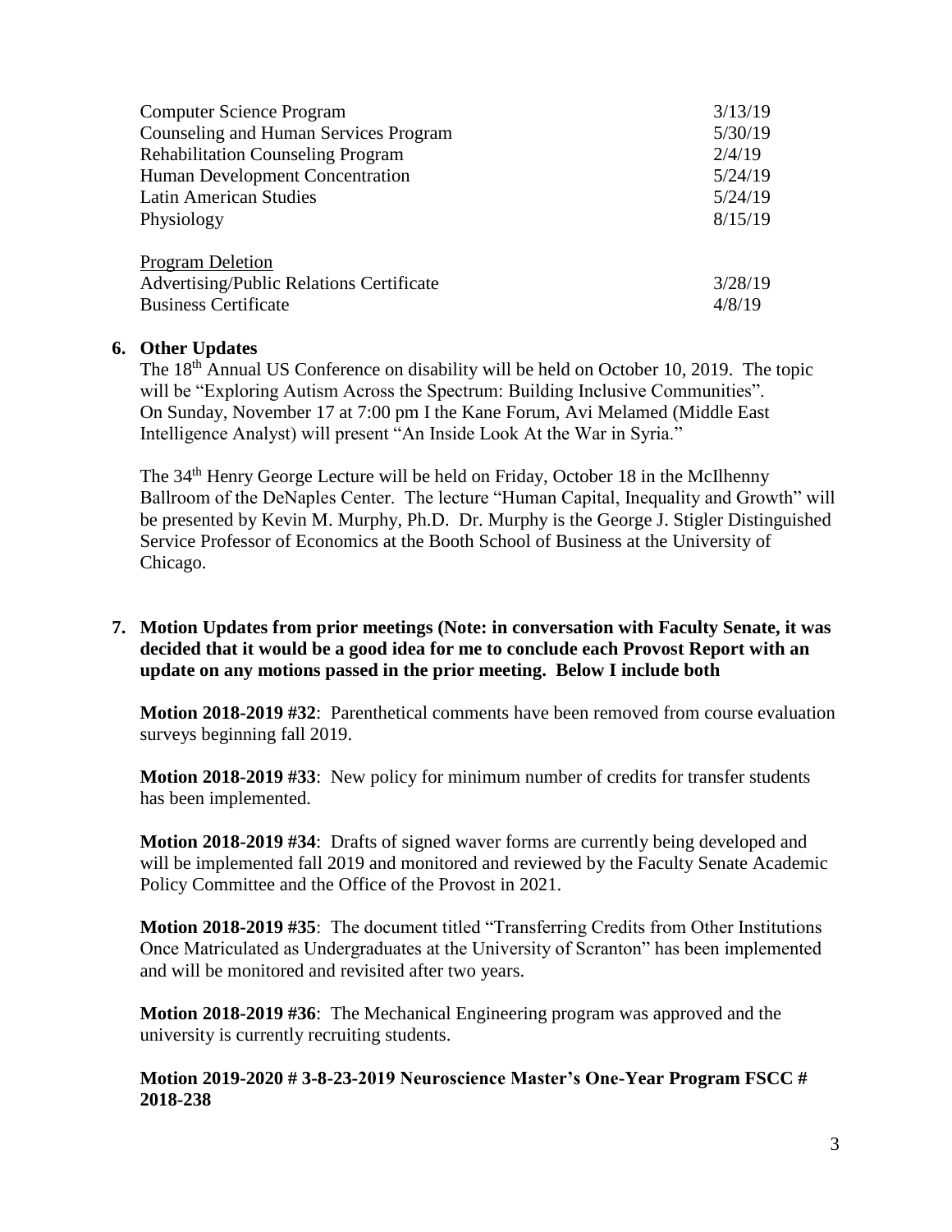| | |
|---|---|
| Computer Science Program | 3/13/19 |
| Counseling and Human Services Program | 5/30/19 |
| Rehabilitation Counseling Program | 2/4/19 |
| Human Development Concentration | 5/24/19 |
| Latin American Studies | 5/24/19 |
| Physiology | 8/15/19 |
| Program Deletion | |
| Advertising/Public Relations Certificate | 3/28/19 |
| Business Certificate | 4/8/19 |

**6. Other Updates**

The 18th Annual US Conference on disability will be held on October 10, 2019. The topic will be "Exploring Autism Across the Spectrum: Building Inclusive Communities". On Sunday, November 17 at 7:00 pm I the Kane Forum, Avi Melamed (Middle East Intelligence Analyst) will present "An Inside Look At the War in Syria."

The 34th Henry George Lecture will be held on Friday, October 18 in the McIlhenny Ballroom of the DeNaples Center. The lecture "Human Capital, Inequality and Growth" will be presented by Kevin M. Murphy, Ph.D. Dr. Murphy is the George J. Stigler Distinguished Service Professor of Economics at the Booth School of Business at the University of Chicago.

**7. Motion Updates from prior meetings (Note: in conversation with Faculty Senate, it was decided that it would be a good idea for me to conclude each Provost Report with an update on any motions passed in the prior meeting. Below I include both**

**Motion 2018-2019 #32**: Parenthetical comments have been removed from course evaluation surveys beginning fall 2019.

**Motion 2018-2019 #33**: New policy for minimum number of credits for transfer students has been implemented.

**Motion 2018-2019 #34**: Drafts of signed waver forms are currently being developed and will be implemented fall 2019 and monitored and reviewed by the Faculty Senate Academic Policy Committee and the Office of the Provost in 2021.

**Motion 2018-2019 #35**: The document titled "Transferring Credits from Other Institutions Once Matriculated as Undergraduates at the University of Scranton" has been implemented and will be monitored and revisited after two years.

**Motion 2018-2019 #36**: The Mechanical Engineering program was approved and the university is currently recruiting students.

**Motion 2019-2020 # 3-8-23-2019 Neuroscience Master's One-Year Program FSCC # 2018-238**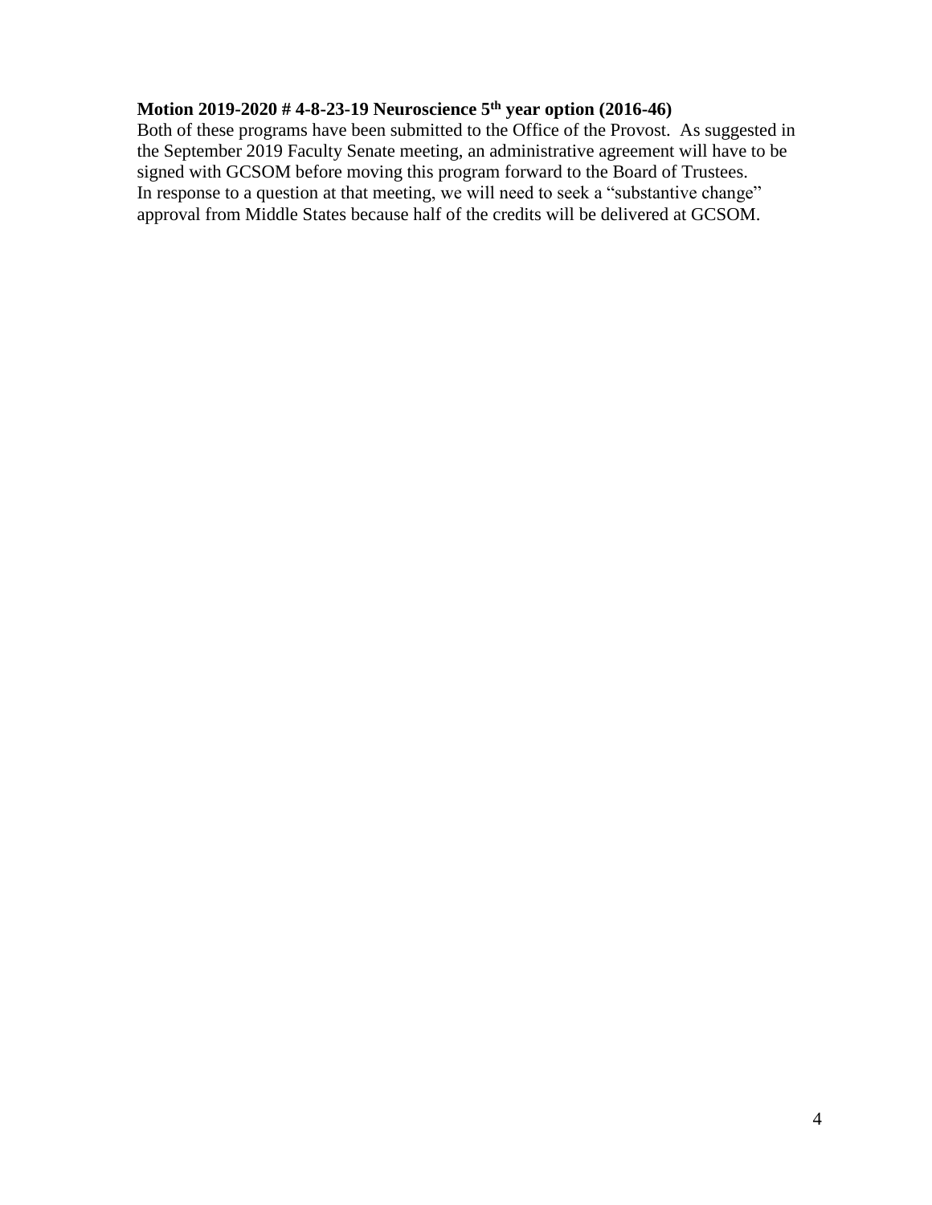**Motion 2019-2020 # 4-8-23-19 Neuroscience 5th year option (2016-46)**

Both of these programs have been submitted to the Office of the Provost. As suggested in the September 2019 Faculty Senate meeting, an administrative agreement will have to be signed with GCSOM before moving this program forward to the Board of Trustees. In response to a question at that meeting, we will need to seek a "substantive change" approval from Middle States because half of the credits will be delivered at GCSOM.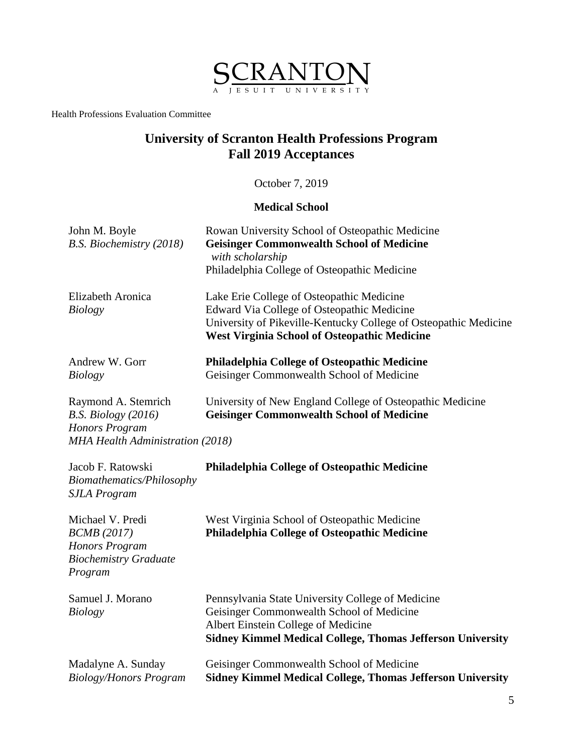SCRANTON

A JESUIT UNIVERSITY

Health Professions Evaluation Committee

# University of Scranton Health Professions Program
# Fall 2019 Acceptances

October 7, 2019

## Medical School

| | |
|---|---|
| John M. Boyle<br>*B.S. Biochemistry (2018)* | Rowan University School of Osteopathic Medicine<br>**Geisinger Commonwealth School of Medicine**<br>*with scholarship*<br>Philadelphia College of Osteopathic Medicine |
| Elizabeth Aronica<br>*Biology* | Lake Erie College of Osteopathic Medicine<br>Edward Via College of Osteopathic Medicine<br>University of Pikeville-Kentucky College of Osteopathic Medicine<br>**West Virginia School of Osteopathic Medicine** |
| Andrew W. Gorr<br>*Biology* | **Philadelphia College of Osteopathic Medicine**<br>Geisinger Commonwealth School of Medicine |
| Raymond A. Stemrich<br>*B.S. Biology (2016)*<br>*Honors Program*<br>*MHA Health Administration (2018)* | University of New England College of Osteopathic Medicine<br>**Geisinger Commonwealth School of Medicine** |
| Jacob F. Ratowski<br>*Biomathematics/Philosophy*<br>*SJLA Program* | **Philadelphia College of Osteopathic Medicine** |
| Michael V. Predi<br>*BCMB (2017)*<br>*Honors Program*<br>*Biochemistry Graduate Program* | West Virginia School of Osteopathic Medicine<br>**Philadelphia College of Osteopathic Medicine** |
| Samuel J. Morano<br>*Biology* | Pennsylvania State University College of Medicine<br>Geisinger Commonwealth School of Medicine<br>Albert Einstein College of Medicine<br>**Sidney Kimmel Medical College, Thomas Jefferson University** |
| Madalyne A. Sunday<br>*Biology/Honors Program* | Geisinger Commonwealth School of Medicine<br>**Sidney Kimmel Medical College, Thomas Jefferson University** |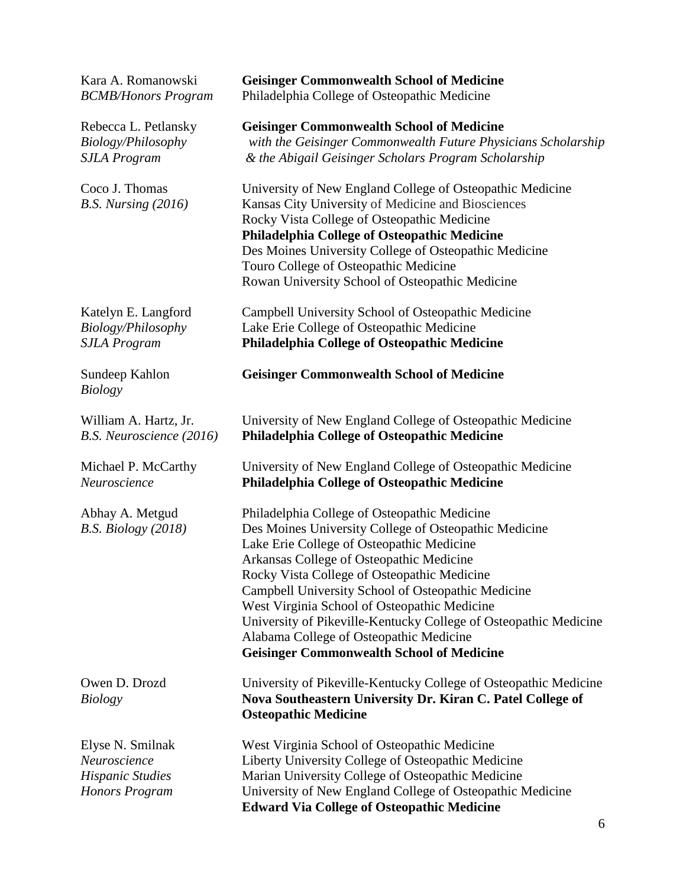| | |
|---|---|
| Kara A. Romanowski<br>*BCMB/Honors Program* | **Geisinger Commonwealth School of Medicine**<br>Philadelphia College of Osteopathic Medicine |
| Rebecca L. Petlansky<br>*Biology/Philosophy*<br>*SJLA Program* | **Geisinger Commonwealth School of Medicine**<br>*with the Geisinger Commonwealth Future Physicians Scholarship*<br>*& the Abigail Geisinger Scholars Program Scholarship* |
| Coco J. Thomas<br>*B.S. Nursing (2016)* | University of New England College of Osteopathic Medicine<br>Kansas City University of Medicine and Biosciences<br>Rocky Vista College of Osteopathic Medicine<br>**Philadelphia College of Osteopathic Medicine**<br>Des Moines University College of Osteopathic Medicine<br>Touro College of Osteopathic Medicine<br>Rowan University School of Osteopathic Medicine |
| Katelyn E. Langford<br>*Biology/Philosophy*<br>*SJLA Program* | Campbell University School of Osteopathic Medicine<br>Lake Erie College of Osteopathic Medicine<br>**Philadelphia College of Osteopathic Medicine** |
| Sundeep Kahlon<br>*Biology* | **Geisinger Commonwealth School of Medicine** |
| William A. Hartz, Jr.<br>*B.S. Neuroscience (2016)* | University of New England College of Osteopathic Medicine<br>**Philadelphia College of Osteopathic Medicine** |
| Michael P. McCarthy<br>*Neuroscience* | University of New England College of Osteopathic Medicine<br>**Philadelphia College of Osteopathic Medicine** |
| Abhay A. Metgud<br>*B.S. Biology (2018)* | Philadelphia College of Osteopathic Medicine<br>Des Moines University College of Osteopathic Medicine<br>Lake Erie College of Osteopathic Medicine<br>Arkansas College of Osteopathic Medicine<br>Rocky Vista College of Osteopathic Medicine<br>Campbell University School of Osteopathic Medicine<br>West Virginia School of Osteopathic Medicine<br>University of Pikeville-Kentucky College of Osteopathic Medicine<br>Alabama College of Osteopathic Medicine<br>**Geisinger Commonwealth School of Medicine** |
| Owen D. Drozd<br>*Biology* | University of Pikeville-Kentucky College of Osteopathic Medicine<br>**Nova Southeastern University Dr. Kiran C. Patel College of Osteopathic Medicine** |
| Elyse N. Smilnak<br>*Neuroscience*<br>*Hispanic Studies*<br>*Honors Program* | West Virginia School of Osteopathic Medicine<br>Liberty University College of Osteopathic Medicine<br>Marian University College of Osteopathic Medicine<br>University of New England College of Osteopathic Medicine<br>**Edward Via College of Osteopathic Medicine** |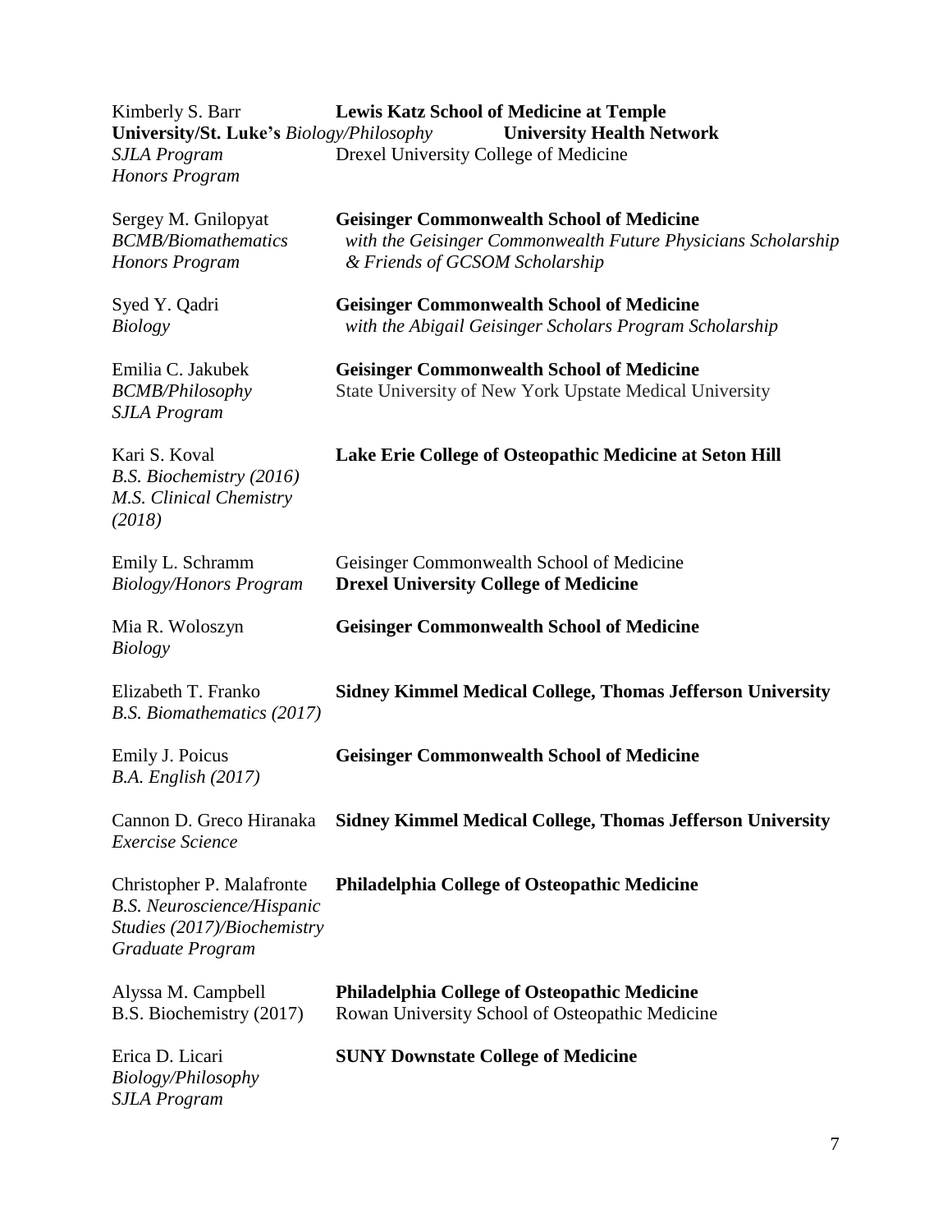Kimberly S. Barr
*Biology/Philosophy*
*SJLA Program*
*Honors Program*

**Lewis Katz School of Medicine at Temple University/St. Luke's University Health Network**
Drexel University College of Medicine

---

Sergey M. Gnilopyat
*BCMB/Biomathematics*
*Honors Program*

**Geisinger Commonwealth School of Medicine**
*with the Geisinger Commonwealth Future Physicians Scholarship & Friends of GCSOM Scholarship*

---

Syed Y. Qadri
*Biology*

**Geisinger Commonwealth School of Medicine**
*with the Abigail Geisinger Scholars Program Scholarship*

---

Emilia C. Jakubek
*BCMB/Philosophy*
*SJLA Program*

**Geisinger Commonwealth School of Medicine**
State University of New York Upstate Medical University

---

Kari S. Koval
*B.S. Biochemistry (2016)*
*M.S. Clinical Chemistry (2018)*

**Lake Erie College of Osteopathic Medicine at Seton Hill**

---

Emily L. Schramm
*Biology/Honors Program*

Geisinger Commonwealth School of Medicine
**Drexel University College of Medicine**

---

Mia R. Woloszyn
*Biology*

**Geisinger Commonwealth School of Medicine**

---

Elizabeth T. Franko
*B.S. Biomathematics (2017)*

**Sidney Kimmel Medical College, Thomas Jefferson University**

---

Emily J. Poicus
*B.A. English (2017)*

**Geisinger Commonwealth School of Medicine**

---

Cannon D. Greco Hiranaka
*Exercise Science*

**Sidney Kimmel Medical College, Thomas Jefferson University**

---

Christopher P. Malafronte
*B.S. Neuroscience/Hispanic Studies (2017)/Biochemistry Graduate Program*

**Philadelphia College of Osteopathic Medicine**

---

Alyssa M. Campbell
B.S. Biochemistry (2017)

**Philadelphia College of Osteopathic Medicine**
Rowan University School of Osteopathic Medicine

---

Erica D. Licari
*Biology/Philosophy*
*SJLA Program*

**SUNY Downstate College of Medicine**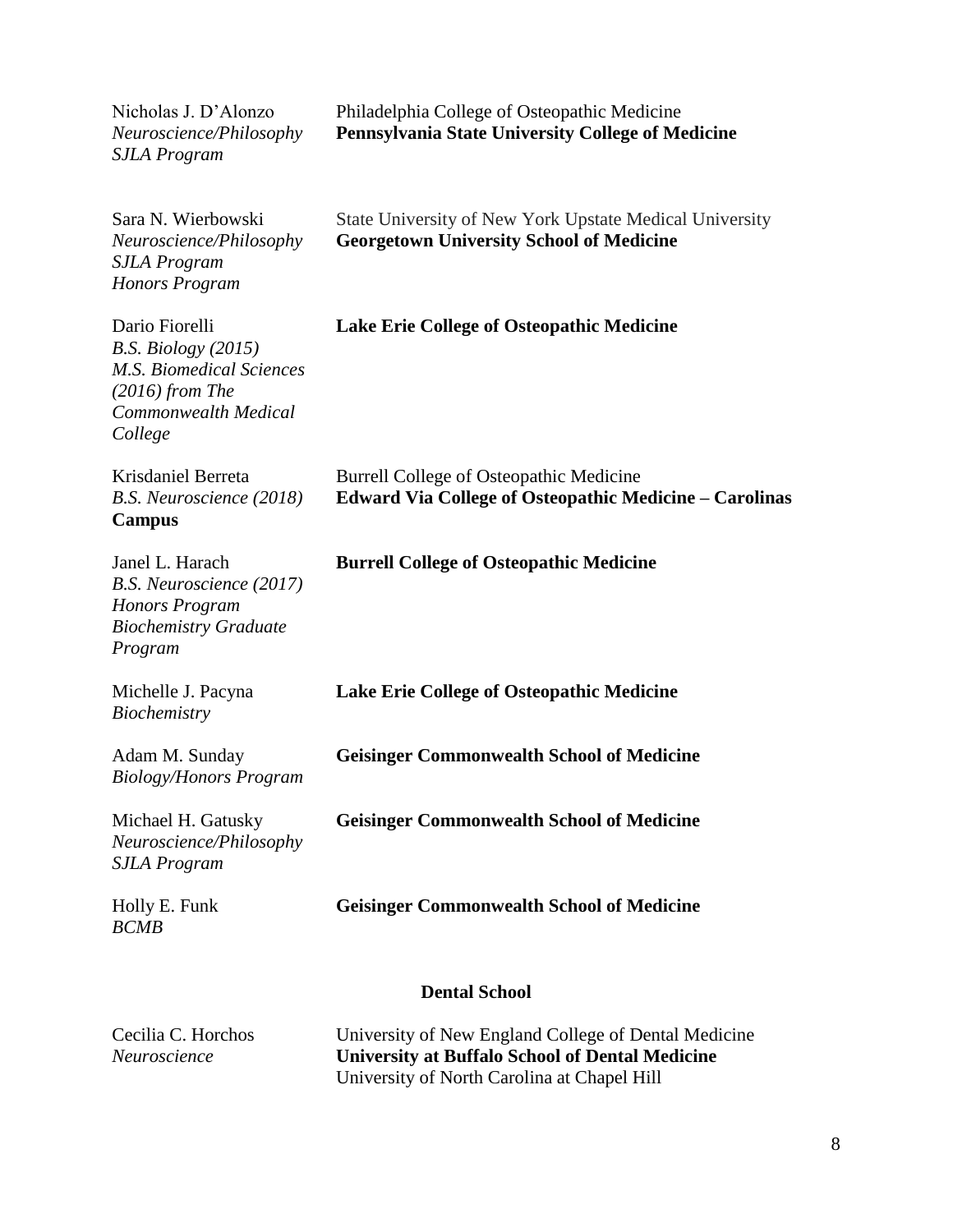| | |
|---|---|
| Nicholas J. D'Alonzo<br>*Neuroscience/Philosophy*<br>*SJLA Program* | Philadelphia College of Osteopathic Medicine<br>**Pennsylvania State University College of Medicine** |
| Sara N. Wierbowski<br>*Neuroscience/Philosophy*<br>*SJLA Program*<br>*Honors Program* | State University of New York Upstate Medical University<br>**Georgetown University School of Medicine** |
| Dario Fiorelli<br>*B.S. Biology (2015)*<br>*M.S. Biomedical Sciences (2016) from The Commonwealth Medical College* | **Lake Erie College of Osteopathic Medicine** |
| Krisdaniel Berreta<br>*B.S. Neuroscience (2018)* | Burrell College of Osteopathic Medicine<br>**Edward Via College of Osteopathic Medicine – Carolinas Campus** |
| Janel L. Harach<br>*B.S. Neuroscience (2017)*<br>*Honors Program*<br>*Biochemistry Graduate Program* | **Burrell College of Osteopathic Medicine** |
| Michelle J. Pacyna<br>*Biochemistry* | **Lake Erie College of Osteopathic Medicine** |
| Adam M. Sunday<br>*Biology/Honors Program* | **Geisinger Commonwealth School of Medicine** |
| Michael H. Gatusky<br>*Neuroscience/Philosophy*<br>*SJLA Program* | **Geisinger Commonwealth School of Medicine** |
| Holly E. Funk<br>*BCMB* | **Geisinger Commonwealth School of Medicine** |

**Dental School**

| | |
|---|---|
| Cecilia C. Horchos<br>*Neuroscience* | University of New England College of Dental Medicine<br>**University at Buffalo School of Dental Medicine**<br>University of North Carolina at Chapel Hill |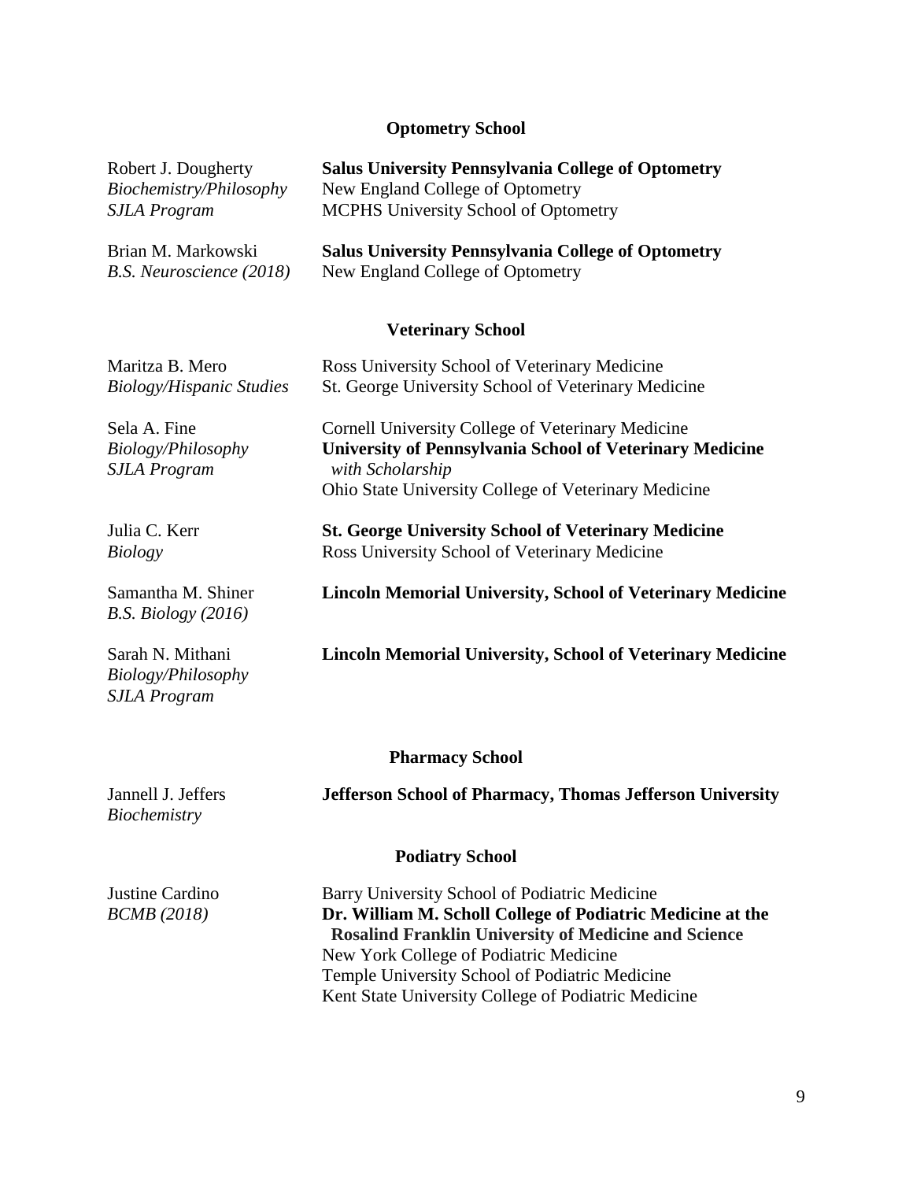## Optometry School

Robert J. Dougherty
*Biochemistry/Philosophy*
*SJLA Program*

**Salus University Pennsylvania College of Optometry**
New England College of Optometry
MCPHS University School of Optometry

Brian M. Markowski
*B.S. Neuroscience (2018)*

**Salus University Pennsylvania College of Optometry**
New England College of Optometry

## Veterinary School

Maritza B. Mero
*Biology/Hispanic Studies*

Ross University School of Veterinary Medicine
St. George University School of Veterinary Medicine

Sela A. Fine
*Biology/Philosophy*
*SJLA Program*

Cornell University College of Veterinary Medicine
**University of Pennsylvania School of Veterinary Medicine** *with Scholarship*
Ohio State University College of Veterinary Medicine

Julia C. Kerr
*Biology*

**St. George University School of Veterinary Medicine**
Ross University School of Veterinary Medicine

Samantha M. Shiner
*B.S. Biology (2016)*

**Lincoln Memorial University, School of Veterinary Medicine**

Sarah N. Mithani
*Biology/Philosophy*
*SJLA Program*

**Lincoln Memorial University, School of Veterinary Medicine**

## Pharmacy School

Jannell J. Jeffers
*Biochemistry*

**Jefferson School of Pharmacy, Thomas Jefferson University**

## Podiatry School

Justine Cardino
*BCMB (2018)*

Barry University School of Podiatric Medicine
**Dr. William M. Scholl College of Podiatric Medicine at the Rosalind Franklin University of Medicine and Science**
New York College of Podiatric Medicine
Temple University School of Podiatric Medicine
Kent State University College of Podiatric Medicine